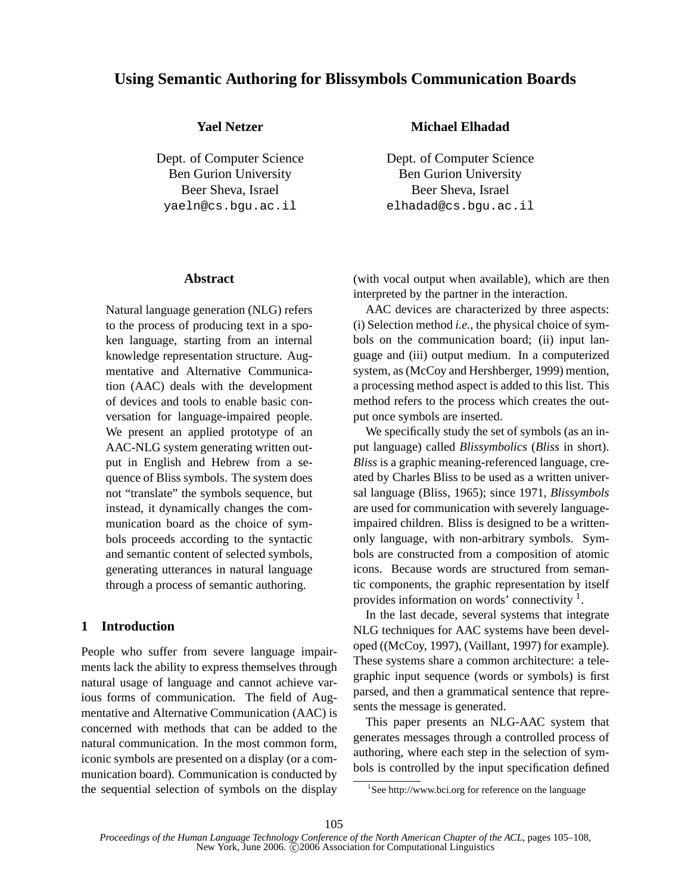# Using Semantic Authoring for Blissymbols Communication Boards

**Yael Netzer**

Dept. of Computer Science
Ben Gurion University
Beer Sheva, Israel
yaeln@cs.bgu.ac.il

**Michael Elhadad**

Dept. of Computer Science
Ben Gurion University
Beer Sheva, Israel
elhadad@cs.bgu.ac.il

## Abstract

Natural language generation (NLG) refers to the process of producing text in a spoken language, starting from an internal knowledge representation structure. Augmentative and Alternative Communication (AAC) deals with the development of devices and tools to enable basic conversation for language-impaired people. We present an applied prototype of an AAC-NLG system generating written output in English and Hebrew from a sequence of Bliss symbols. The system does not "translate" the symbols sequence, but instead, it dynamically changes the communication board as the choice of symbols proceeds according to the syntactic and semantic content of selected symbols, generating utterances in natural language through a process of semantic authoring.

## 1 Introduction

People who suffer from severe language impairments lack the ability to express themselves through natural usage of language and cannot achieve various forms of communication. The field of Augmentative and Alternative Communication (AAC) is concerned with methods that can be added to the natural communication. In the most common form, iconic symbols are presented on a display (or a communication board). Communication is conducted by the sequential selection of symbols on the display (with vocal output when available), which are then interpreted by the partner in the interaction.

AAC devices are characterized by three aspects: (i) Selection method *i.e.,* the physical choice of symbols on the communication board; (ii) input language and (iii) output medium. In a computerized system, as (McCoy and Hershberger, 1999) mention, a processing method aspect is added to this list. This method refers to the process which creates the output once symbols are inserted.

We specifically study the set of symbols (as an input language) called *Blissymbolics* (*Bliss* in short). *Bliss* is a graphic meaning-referenced language, created by Charles Bliss to be used as a written universal language (Bliss, 1965); since 1971, *Blissymbols* are used for communication with severely language-impaired children. Bliss is designed to be a written-only language, with non-arbitrary symbols. Symbols are constructed from a composition of atomic icons. Because words are structured from semantic components, the graphic representation by itself provides information on words' connectivity [1].

In the last decade, several systems that integrate NLG techniques for AAC systems have been developed ((McCoy, 1997), (Vaillant, 1997) for example). These systems share a common architecture: a telegraphic input sequence (words or symbols) is first parsed, and then a grammatical sentence that represents the message is generated.

This paper presents an NLG-AAC system that generates messages through a controlled process of authoring, where each step in the selection of symbols is controlled by the input specification defined

[1] See http://www.bci.org for reference on the language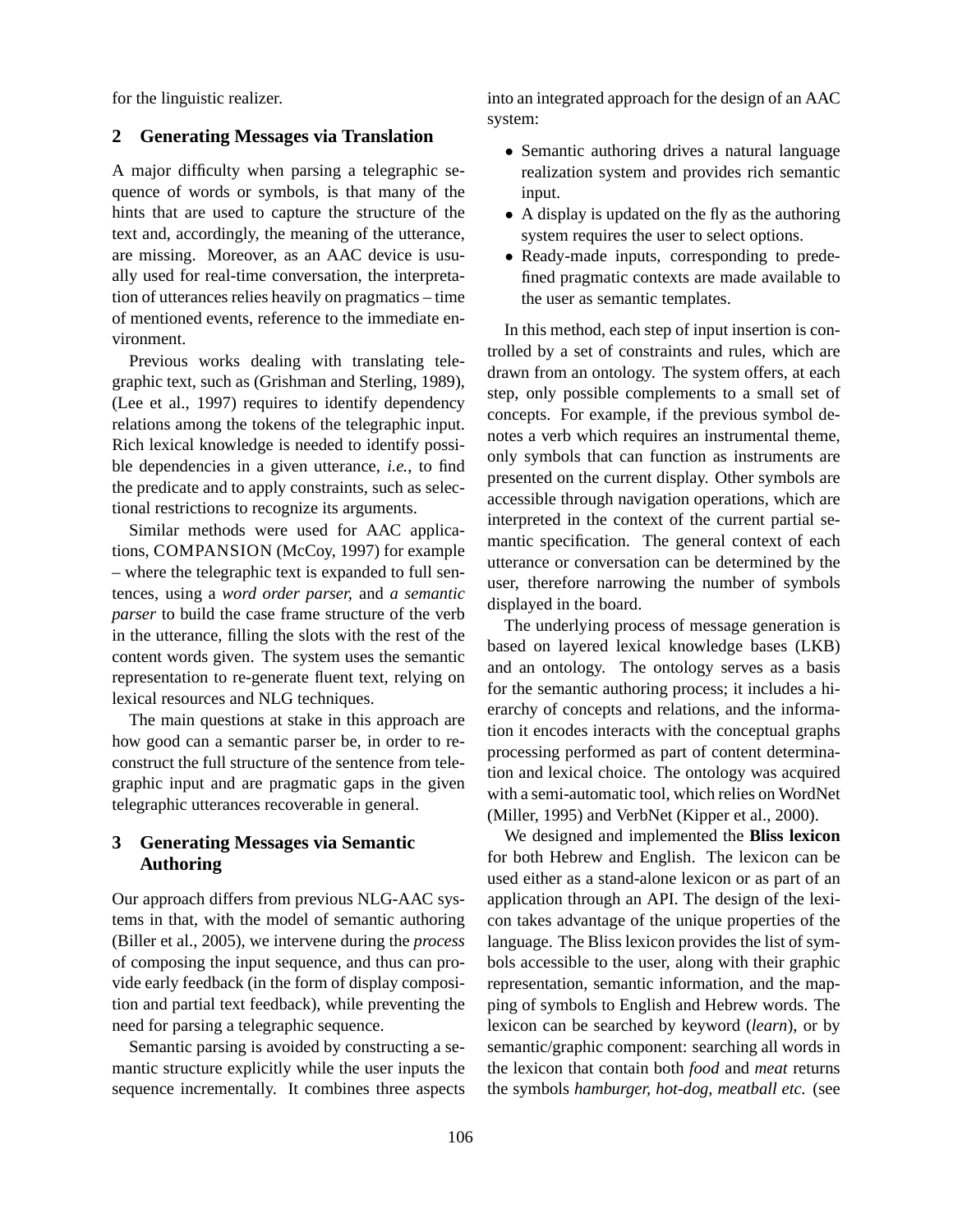for the linguistic realizer.

## 2 Generating Messages via Translation

A major difficulty when parsing a telegraphic sequence of words or symbols, is that many of the hints that are used to capture the structure of the text and, accordingly, the meaning of the utterance, are missing. Moreover, as an AAC device is usually used for real-time conversation, the interpretation of utterances relies heavily on pragmatics – time of mentioned events, reference to the immediate environment.

Previous works dealing with translating telegraphic text, such as (Grishman and Sterling, 1989), (Lee et al., 1997) requires to identify dependency relations among the tokens of the telegraphic input. Rich lexical knowledge is needed to identify possible dependencies in a given utterance, *i.e.,* to find the predicate and to apply constraints, such as selectional restrictions to recognize its arguments.

Similar methods were used for AAC applications, COMPANSION (McCoy, 1997) for example – where the telegraphic text is expanded to full sentences, using a *word order parser,* and *a semantic parser* to build the case frame structure of the verb in the utterance, filling the slots with the rest of the content words given. The system uses the semantic representation to re-generate fluent text, relying on lexical resources and NLG techniques.

The main questions at stake in this approach are how good can a semantic parser be, in order to reconstruct the full structure of the sentence from telegraphic input and are pragmatic gaps in the given telegraphic utterances recoverable in general.

## 3 Generating Messages via Semantic Authoring

Our approach differs from previous NLG-AAC systems in that, with the model of semantic authoring (Biller et al., 2005), we intervene during the *process* of composing the input sequence, and thus can provide early feedback (in the form of display composition and partial text feedback), while preventing the need for parsing a telegraphic sequence.

Semantic parsing is avoided by constructing a semantic structure explicitly while the user inputs the sequence incrementally. It combines three aspects into an integrated approach for the design of an AAC system:

- Semantic authoring drives a natural language realization system and provides rich semantic input.
- A display is updated on the fly as the authoring system requires the user to select options.
- Ready-made inputs, corresponding to predefined pragmatic contexts are made available to the user as semantic templates.

In this method, each step of input insertion is controlled by a set of constraints and rules, which are drawn from an ontology. The system offers, at each step, only possible complements to a small set of concepts. For example, if the previous symbol denotes a verb which requires an instrumental theme, only symbols that can function as instruments are presented on the current display. Other symbols are accessible through navigation operations, which are interpreted in the context of the current partial semantic specification. The general context of each utterance or conversation can be determined by the user, therefore narrowing the number of symbols displayed in the board.

The underlying process of message generation is based on layered lexical knowledge bases (LKB) and an ontology. The ontology serves as a basis for the semantic authoring process; it includes a hierarchy of concepts and relations, and the information it encodes interacts with the conceptual graphs processing performed as part of content determination and lexical choice. The ontology was acquired with a semi-automatic tool, which relies on WordNet (Miller, 1995) and VerbNet (Kipper et al., 2000).

We designed and implemented the **Bliss lexicon** for both Hebrew and English. The lexicon can be used either as a stand-alone lexicon or as part of an application through an API. The design of the lexicon takes advantage of the unique properties of the language. The Bliss lexicon provides the list of symbols accessible to the user, along with their graphic representation, semantic information, and the mapping of symbols to English and Hebrew words. The lexicon can be searched by keyword (*learn*), or by semantic/graphic component: searching all words in the lexicon that contain both *food* and *meat* returns the symbols *hamburger, hot-dog, meatball etc.* (see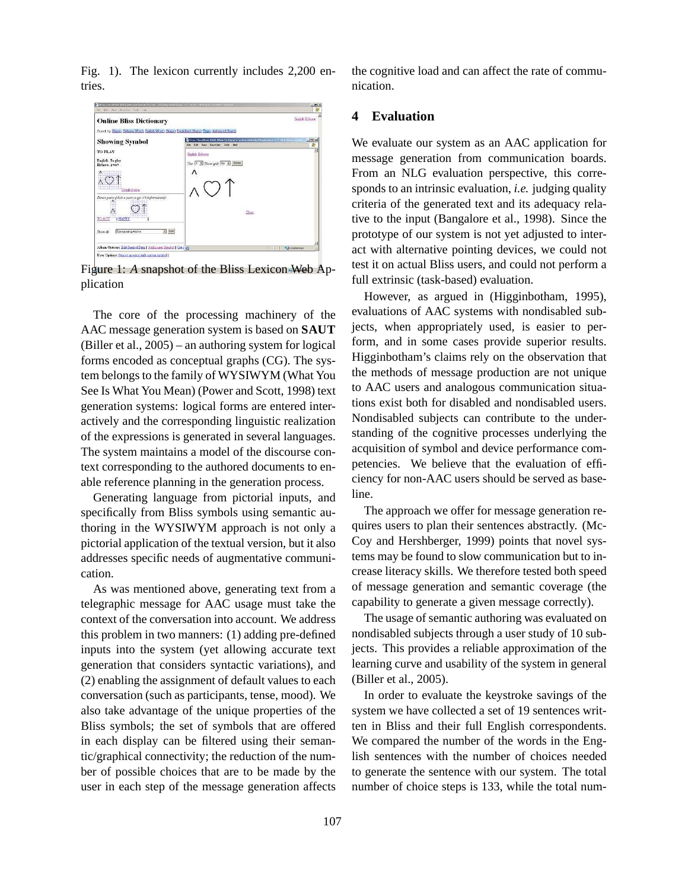Fig. 1). The lexicon currently includes 2,200 entries.

Figure 1: *A* snapshot of the Bliss Lexicon Web Application

The core of the processing machinery of the AAC message generation system is based on **SAUT** (Biller et al., 2005) – an authoring system for logical forms encoded as conceptual graphs (CG). The system belongs to the family of WYSIWYM (What You See Is What You Mean) (Power and Scott, 1998) text generation systems: logical forms are entered interactively and the corresponding linguistic realization of the expressions is generated in several languages. The system maintains a model of the discourse context corresponding to the authored documents to enable reference planning in the generation process.

Generating language from pictorial inputs, and specifically from Bliss symbols using semantic authoring in the WYSIWYM approach is not only a pictorial application of the textual version, but it also addresses specific needs of augmentative communication.

As was mentioned above, generating text from a telegraphic message for AAC usage must take the context of the conversation into account. We address this problem in two manners: (1) adding pre-defined inputs into the system (yet allowing accurate text generation that considers syntactic variations), and (2) enabling the assignment of default values to each conversation (such as participants, tense, mood). We also take advantage of the unique properties of the Bliss symbols; the set of symbols that are offered in each display can be filtered using their semantic/graphical connectivity; the reduction of the number of possible choices that are to be made by the user in each step of the message generation affects the cognitive load and can affect the rate of communication.

## 4 Evaluation

We evaluate our system as an AAC application for message generation from communication boards. From an NLG evaluation perspective, this corresponds to an intrinsic evaluation, *i.e.* judging quality criteria of the generated text and its adequacy relative to the input (Bangalore et al., 1998). Since the prototype of our system is not yet adjusted to interact with alternative pointing devices, we could not test it on actual Bliss users, and could not perform a full extrinsic (task-based) evaluation.

However, as argued in (Higginbotham, 1995), evaluations of AAC systems with nondisabled subjects, when appropriately used, is easier to perform, and in some cases provide superior results. Higginbotham's claims rely on the observation that the methods of message production are not unique to AAC users and analogous communication situations exist both for disabled and nondisabled users. Nondisabled subjects can contribute to the understanding of the cognitive processes underlying the acquisition of symbol and device performance competencies. We believe that the evaluation of efficiency for non-AAC users should be served as baseline.

The approach we offer for message generation requires users to plan their sentences abstractly. (McCoy and Hershberger, 1999) points that novel systems may be found to slow communication but to increase literacy skills. We therefore tested both speed of message generation and semantic coverage (the capability to generate a given message correctly).

The usage of semantic authoring was evaluated on nondisabled subjects through a user study of 10 subjects. This provides a reliable approximation of the learning curve and usability of the system in general (Biller et al., 2005).

In order to evaluate the keystroke savings of the system we have collected a set of 19 sentences written in Bliss and their full English correspondents. We compared the number of the words in the English sentences with the number of choices needed to generate the sentence with our system. The total number of choice steps is 133, while the total num-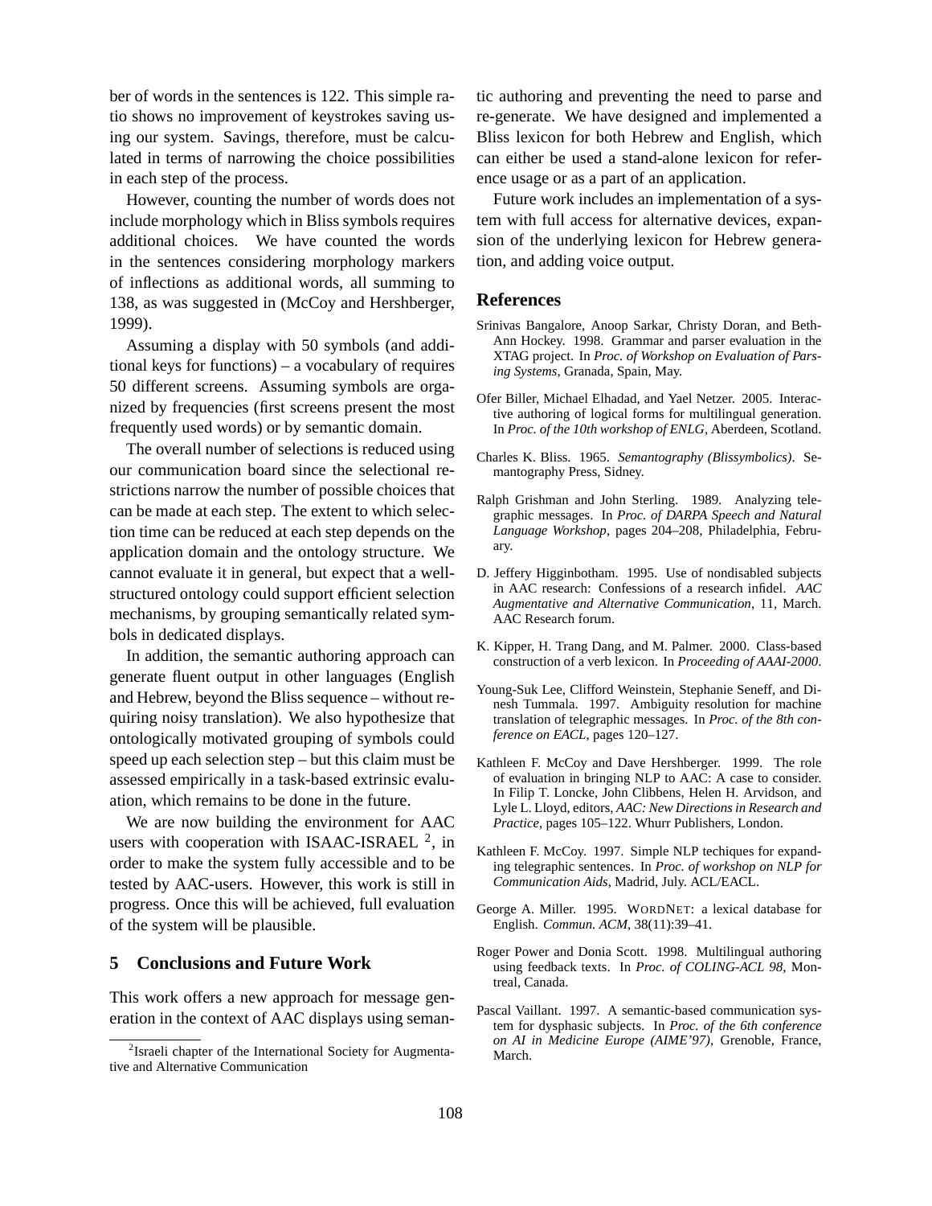ber of words in the sentences is 122. This simple ratio shows no improvement of keystrokes saving using our system. Savings, therefore, must be calculated in terms of narrowing the choice possibilities in each step of the process.

However, counting the number of words does not include morphology which in Bliss symbols requires additional choices. We have counted the words in the sentences considering morphology markers of inflections as additional words, all summing to 138, as was suggested in (McCoy and Hershberger, 1999).

Assuming a display with 50 symbols (and additional keys for functions) – a vocabulary of requires 50 different screens. Assuming symbols are organized by frequencies (first screens present the most frequently used words) or by semantic domain.

The overall number of selections is reduced using our communication board since the selectional restrictions narrow the number of possible choices that can be made at each step. The extent to which selection time can be reduced at each step depends on the application domain and the ontology structure. We cannot evaluate it in general, but expect that a well-structured ontology could support efficient selection mechanisms, by grouping semantically related symbols in dedicated displays.

In addition, the semantic authoring approach can generate fluent output in other languages (English and Hebrew, beyond the Bliss sequence – without requiring noisy translation). We also hypothesize that ontologically motivated grouping of symbols could speed up each selection step – but this claim must be assessed empirically in a task-based extrinsic evaluation, which remains to be done in the future.

We are now building the environment for AAC users with cooperation with ISAAC-ISRAEL [2], in order to make the system fully accessible and to be tested by AAC-users. However, this work is still in progress. Once this will be achieved, full evaluation of the system will be plausible.

## 5 Conclusions and Future Work

This work offers a new approach for message generation in the context of AAC displays using semantic authoring and preventing the need to parse and re-generate. We have designed and implemented a Bliss lexicon for both Hebrew and English, which can either be used a stand-alone lexicon for reference usage or as a part of an application.

Future work includes an implementation of a system with full access for alternative devices, expansion of the underlying lexicon for Hebrew generation, and adding voice output.

[2] Israeli chapter of the International Society for Augmentative and Alternative Communication

## References

Srinivas Bangalore, Anoop Sarkar, Christy Doran, and Beth-Ann Hockey. 1998. Grammar and parser evaluation in the XTAG project. In *Proc. of Workshop on Evaluation of Parsing Systems*, Granada, Spain, May.

Ofer Biller, Michael Elhadad, and Yael Netzer. 2005. Interactive authoring of logical forms for multilingual generation. In *Proc. of the 10th workshop of ENLG*, Aberdeen, Scotland.

Charles K. Bliss. 1965. *Semantography (Blissymbolics)*. Semantography Press, Sidney.

Ralph Grishman and John Sterling. 1989. Analyzing telegraphic messages. In *Proc. of DARPA Speech and Natural Language Workshop*, pages 204–208, Philadelphia, February.

D. Jeffery Higginbotham. 1995. Use of nondisabled subjects in AAC research: Confessions of a research infidel. *AAC Augmentative and Alternative Communication*, 11, March. AAC Research forum.

K. Kipper, H. Trang Dang, and M. Palmer. 2000. Class-based construction of a verb lexicon. In *Proceeding of AAAI-2000*.

Young-Suk Lee, Clifford Weinstein, Stephanie Seneff, and Dinesh Tummala. 1997. Ambiguity resolution for machine translation of telegraphic messages. In *Proc. of the 8th conference on EACL*, pages 120–127.

Kathleen F. McCoy and Dave Hershberger. 1999. The role of evaluation in bringing NLP to AAC: A case to consider. In Filip T. Loncke, John Clibbens, Helen H. Arvidson, and Lyle L. Lloyd, editors, *AAC: New Directions in Research and Practice*, pages 105–122. Whurr Publishers, London.

Kathleen F. McCoy. 1997. Simple NLP techiques for expanding telegraphic sentences. In *Proc. of workshop on NLP for Communication Aids*, Madrid, July. ACL/EACL.

George A. Miller. 1995. WordNet: a lexical database for English. *Commun. ACM*, 38(11):39–41.

Roger Power and Donia Scott. 1998. Multilingual authoring using feedback texts. In *Proc. of COLING-ACL 98*, Montreal, Canada.

Pascal Vaillant. 1997. A semantic-based communication system for dysphasic subjects. In *Proc. of the 6th conference on AI in Medicine Europe (AIME'97)*, Grenoble, France, March.